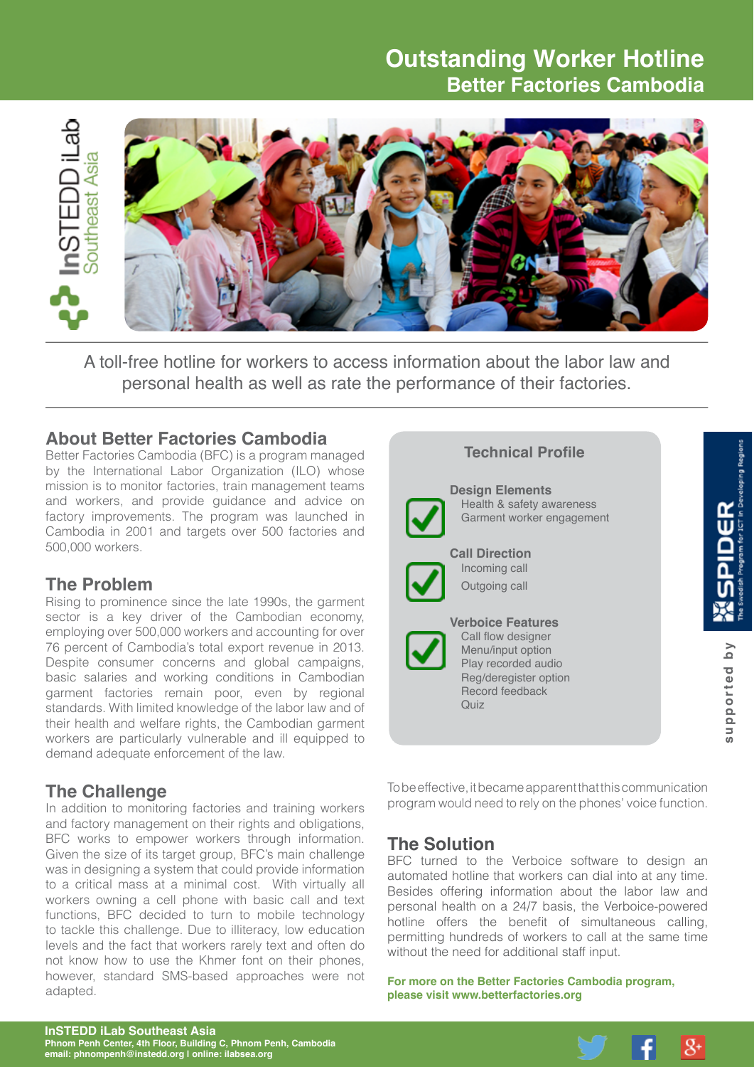# Outstanding Worker Hotline

## Better Factories Cambodia

InSTEDD iLab Southeast Asia

A toll-free hotline for workers to access information about the labor law and personal health as well as rate the performance of their factories.

## About Better Factories Cambodia

Better Factories Cambodia (BFC) is a program managed by the International Labor Organization (ILO) whose mission is to monitor factories, train management teams and workers, and provide guidance and advice on factory improvements. The program was launched in Cambodia in 2001 and targets over 500 factories and 500,000 workers.

## The Problem

Rising to prominence since the late 1990s, the garment sector is a key driver of the Cambodian economy, employing over 500,000 workers and accounting for over 76 percent of Cambodia's total export revenue in 2013. Despite consumer concerns and global campaigns, basic salaries and working conditions in Cambodian garment factories remain poor, even by regional standards. With limited knowledge of the labor law and of their health and welfare rights, the Cambodian garment workers are particularly vulnerable and ill equipped to demand adequate enforcement of the law.

## The Challenge

In addition to monitoring factories and training workers and factory management on their rights and obligations, BFC works to empower workers through information. Given the size of its target group, BFC's main challenge was in designing a system that could provide information to a critical mass at a minimal cost. With virtually all workers owning a cell phone with basic call and text functions, BFC decided to turn to mobile technology to tackle this challenge. Due to illiteracy, low education levels and the fact that workers rarely text and often do not know how to use the Khmer font on their phones, however, standard SMS-based approaches were not adapted.

### Technical Profile

**Design Elements**
- Health & safety awareness
- Garment worker engagement

**Call Direction**
- Incoming call
- Outgoing call

**Verboice Features**
- Call flow designer
- Menu/input option
- Play recorded audio
- Reg/deregister option
- Record feedback
- Quiz

supported by SPIDER – The Swedish Program for ICT in Developing Regions

To be effective, it became apparent that this communication program would need to rely on the phones' voice function.

## The Solution

BFC turned to the Verboice software to design an automated hotline that workers can dial into at any time. Besides offering information about the labor law and personal health on a 24/7 basis, the Verboice-powered hotline offers the benefit of simultaneous calling, permitting hundreds of workers to call at the same time without the need for additional staff input.

**For more on the Better Factories Cambodia program, please visit www.betterfactories.org**

**InSTEDD iLab Southeast Asia**
Phnom Penh Center, 4th Floor, Building C, Phnom Penh, Cambodia
email: phnompenh@instedd.org | online: ilabsea.org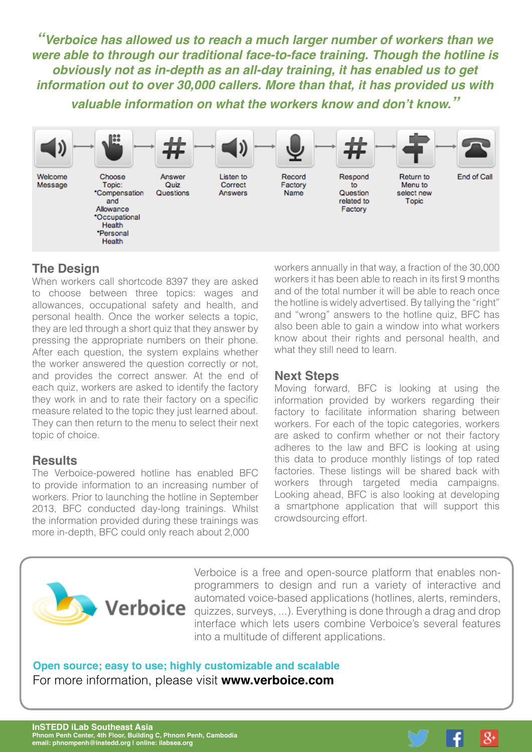*"Verboice has allowed us to reach a much larger number of workers than we were able to through our traditional face-to-face training. Though the hotline is obviously not as in-depth as an all-day training, it has enabled us to get information out to over 30,000 callers. More than that, it has provided us with valuable information on what the workers know and don't know."*

Welcome Message

Choose Topic:
*Compensation and Allowance
*Occupational Health
*Personal Health

Answer Quiz Questions

Listen to Correct Answers

Record Factory Name

Respond to Question related to Factory

Return to Menu to select new Topic

End of Call

## The Design

When workers call shortcode 8397 they are asked to choose between three topics: wages and allowances, occupational safety and health, and personal health. Once the worker selects a topic, they are led through a short quiz that they answer by pressing the appropriate numbers on their phone. After each question, the system explains whether the worker answered the question correctly or not, and provides the correct answer. At the end of each quiz, workers are asked to identify the factory they work in and to rate their factory on a specific measure related to the topic they just learned about. They can then return to the menu to select their next topic of choice.

## Results

The Verboice-powered hotline has enabled BFC to provide information to an increasing number of workers. Prior to launching the hotline in September 2013, BFC conducted day-long trainings. Whilst the information provided during these trainings was more in-depth, BFC could only reach about 2,000 workers annually in that way, a fraction of the 30,000 workers it has been able to reach in its first 9 months and of the total number it will be able to reach once the hotline is widely advertised. By tallying the "right" and "wrong" answers to the hotline quiz, BFC has also been able to gain a window into what workers know about their rights and personal health, and what they still need to learn.

## Next Steps

Moving forward, BFC is looking at using the information provided by workers regarding their factory to facilitate information sharing between workers. For each of the topic categories, workers are asked to confirm whether or not their factory adheres to the law and BFC is looking at using this data to produce monthly listings of top rated factories. These listings will be shared back with workers through targeted media campaigns. Looking ahead, BFC is also looking at developing a smartphone application that will support this crowdsourcing effort.

Verboice

Verboice is a free and open-source platform that enables non-programmers to design and run a variety of interactive and automated voice-based applications (hotlines, alerts, reminders, quizzes, surveys, ...). Everything is done through a drag and drop interface which lets users combine Verboice's several features into a multitude of different applications.

**Open source; easy to use; highly customizable and scalable**

For more information, please visit **www.verboice.com**

**InSTEDD iLab Southeast Asia**
**Phnom Penh Center, 4th Floor, Building C, Phnom Penh, Cambodia**
**email: phnompenh@instedd.org | online: ilabsea.org**